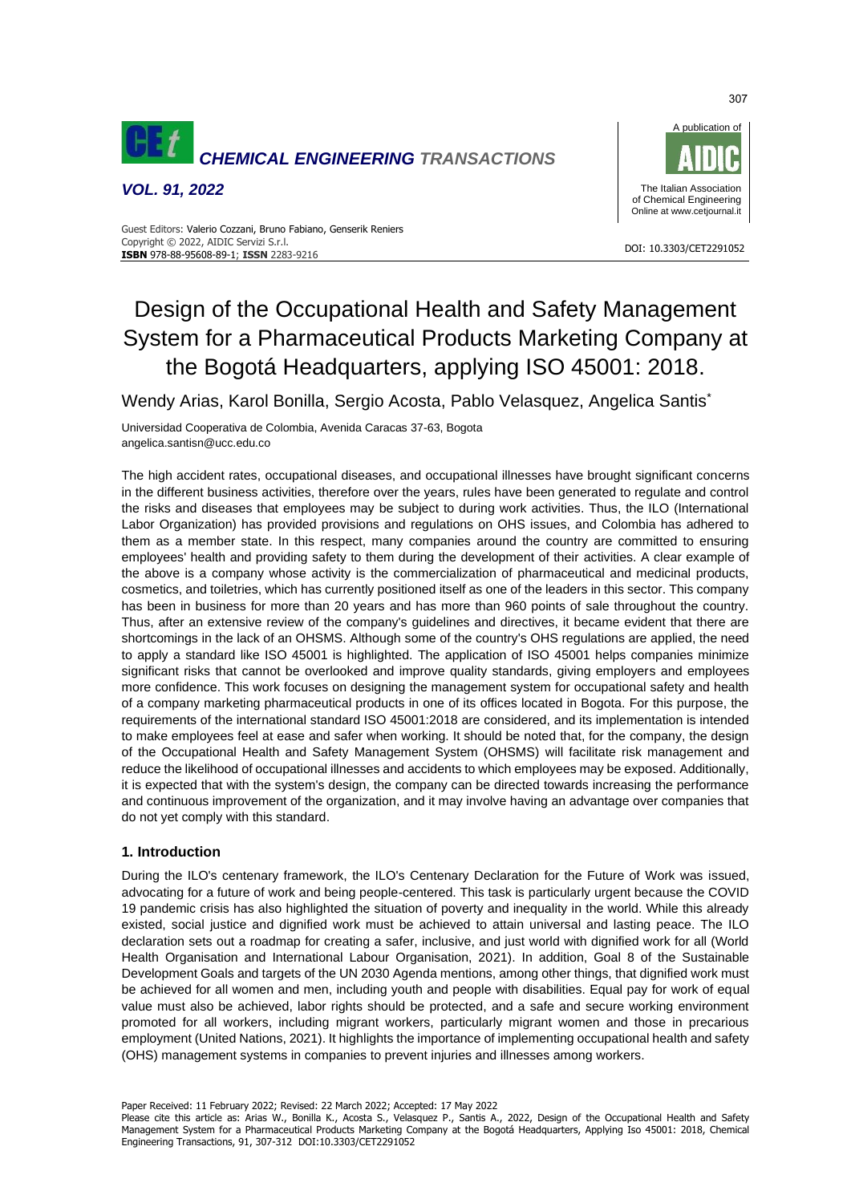# Design of the Occupational Health and Safety Management System for a Pharmaceutical Products Marketing Company at the Bogotá Headquarters, applying ISO 45001: 2018.

Wendy Arias, Karol Bonilla, Sergio Acosta, Pablo Velasquez, Angelica Santis*

Universidad Cooperativa de Colombia, Avenida Caracas 37-63, Bogota
angelica.santisn@ucc.edu.co

The high accident rates, occupational diseases, and occupational illnesses have brought significant concerns in the different business activities, therefore over the years, rules have been generated to regulate and control the risks and diseases that employees may be subject to during work activities. Thus, the ILO (International Labor Organization) has provided provisions and regulations on OHS issues, and Colombia has adhered to them as a member state. In this respect, many companies around the country are committed to ensuring employees' health and providing safety to them during the development of their activities. A clear example of the above is a company whose activity is the commercialization of pharmaceutical and medicinal products, cosmetics, and toiletries, which has currently positioned itself as one of the leaders in this sector. This company has been in business for more than 20 years and has more than 960 points of sale throughout the country. Thus, after an extensive review of the company's guidelines and directives, it became evident that there are shortcomings in the lack of an OHSMS. Although some of the country's OHS regulations are applied, the need to apply a standard like ISO 45001 is highlighted. The application of ISO 45001 helps companies minimize significant risks that cannot be overlooked and improve quality standards, giving employers and employees more confidence. This work focuses on designing the management system for occupational safety and health of a company marketing pharmaceutical products in one of its offices located in Bogotá. For this purpose, the requirements of the international standard ISO 45001:2018 are considered, and its implementation is intended to make employees feel at ease and safer when working. It should be noted that, for the company, the design of the Occupational Health and Safety Management System (OHSMS) will facilitate risk management and reduce the likelihood of occupational illnesses and accidents to which employees may be exposed. Additionally, it is expected that with the system's design, the company can be directed towards increasing the performance and continuous improvement of the organization, and it may involve having an advantage over companies that do not yet comply with this standard.

## 1. Introduction

During the ILO's centenary framework, the ILO's Centenary Declaration for the Future of Work was issued, advocating for a future of work and being people-centered. This task is particularly urgent because the COVID 19 pandemic crisis has also highlighted the situation of poverty and inequality in the world. While this already existed, social justice and dignified work must be achieved to attain universal and lasting peace. The ILO declaration sets out a roadmap for creating a safer, inclusive, and just world with dignified work for all (World Health Organisation and International Labour Organisation, 2021). In addition, Goal 8 of the Sustainable Development Goals and targets of the UN 2030 Agenda mentions, among other things, that dignified work must be achieved for all women and men, including youth and people with disabilities. Equal pay for work of equal value must also be achieved, labor rights should be protected, and a safe and secure working environment promoted for all workers, including migrant workers, particularly migrant women and those in precarious employment (United Nations, 2021). It highlights the importance of implementing occupational health and safety (OHS) management systems in companies to prevent injuries and illnesses among workers.

Paper Received: 11 February 2022; Revised: 22 March 2022; Accepted: 17 May 2022
Please cite this article as: Arias W., Bonilla K., Acosta S., Velasquez P., Santis A., 2022, Design of the Occupational Health and Safety Management System for a Pharmaceutical Products Marketing Company at the Bogotá Headquarters, Applying Iso 45001: 2018, Chemical Engineering Transactions, 91, 307-312 DOI:10.3303/CET2291052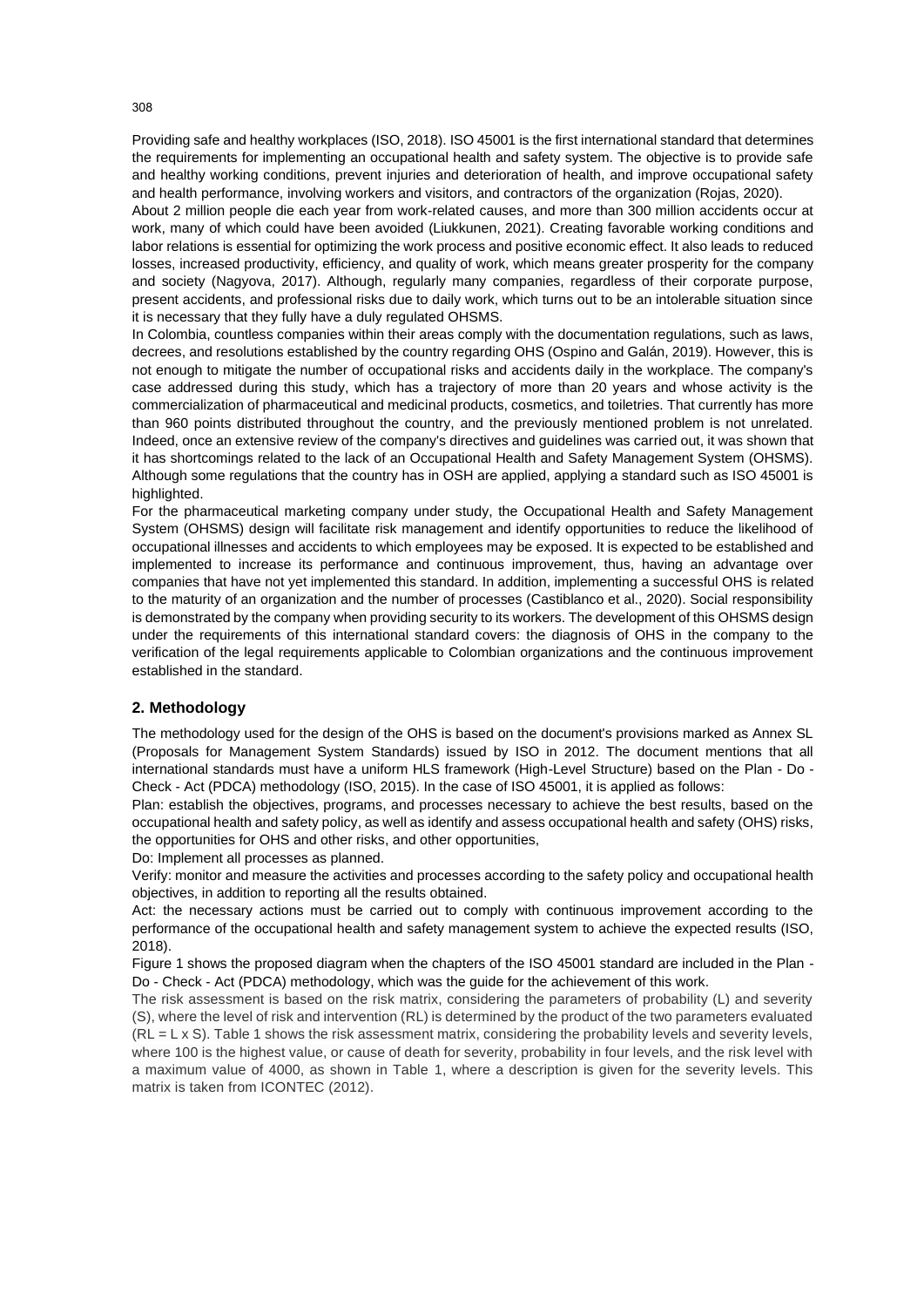Providing safe and healthy workplaces (ISO, 2018). ISO 45001 is the first international standard that determines the requirements for implementing an occupational health and safety system. The objective is to provide safe and healthy working conditions, prevent injuries and deterioration of health, and improve occupational safety and health performance, involving workers and visitors, and contractors of the organization (Rojas, 2020).

About 2 million people die each year from work-related causes, and more than 300 million accidents occur at work, many of which could have been avoided (Liukkunen, 2021). Creating favorable working conditions and labor relations is essential for optimizing the work process and positive economic effect. It also leads to reduced losses, increased productivity, efficiency, and quality of work, which means greater prosperity for the company and society (Nagyova, 2017). Although, regularly many companies, regardless of their corporate purpose, present accidents, and professional risks due to daily work, which turns out to be an intolerable situation since it is necessary that they fully have a duly regulated OHSMS.

In Colombia, countless companies within their areas comply with the documentation regulations, such as laws, decrees, and resolutions established by the country regarding OHS (Ospino and Galán, 2019). However, this is not enough to mitigate the number of occupational risks and accidents daily in the workplace. The company's case addressed during this study, which has a trajectory of more than 20 years and whose activity is the commercialization of pharmaceutical and medicinal products, cosmetics, and toiletries. That currently has more than 960 points distributed throughout the country, and the previously mentioned problem is not unrelated. Indeed, once an extensive review of the company's directives and guidelines was carried out, it was shown that it has shortcomings related to the lack of an Occupational Health and Safety Management System (OHSMS). Although some regulations that the country has in OSH are applied, applying a standard such as ISO 45001 is highlighted.

For the pharmaceutical marketing company under study, the Occupational Health and Safety Management System (OHSMS) design will facilitate risk management and identify opportunities to reduce the likelihood of occupational illnesses and accidents to which employees may be exposed. It is expected to be established and implemented to increase its performance and continuous improvement, thus, having an advantage over companies that have not yet implemented this standard. In addition, implementing a successful OHS is related to the maturity of an organization and the number of processes (Castiblanco et al., 2020). Social responsibility is demonstrated by the company when providing security to its workers. The development of this OHSMS design under the requirements of this international standard covers: the diagnosis of OHS in the company to the verification of the legal requirements applicable to Colombian organizations and the continuous improvement established in the standard.

## 2. Methodology

The methodology used for the design of the OHS is based on the document's provisions marked as Annex SL (Proposals for Management System Standards) issued by ISO in 2012. The document mentions that all international standards must have a uniform HLS framework (High-Level Structure) based on the Plan - Do - Check - Act (PDCA) methodology (ISO, 2015). In the case of ISO 45001, it is applied as follows:

Plan: establish the objectives, programs, and processes necessary to achieve the best results, based on the occupational health and safety policy, as well as identify and assess occupational health and safety (OHS) risks, the opportunities for OHS and other risks, and other opportunities,

Do: Implement all processes as planned.

Verify: monitor and measure the activities and processes according to the safety policy and occupational health objectives, in addition to reporting all the results obtained.

Act: the necessary actions must be carried out to comply with continuous improvement according to the performance of the occupational health and safety management system to achieve the expected results (ISO, 2018).

Figure 1 shows the proposed diagram when the chapters of the ISO 45001 standard are included in the Plan - Do - Check - Act (PDCA) methodology, which was the guide for the achievement of this work.

The risk assessment is based on the risk matrix, considering the parameters of probability (L) and severity (S), where the level of risk and intervention (RL) is determined by the product of the two parameters evaluated ($RL = L \times S$). Table 1 shows the risk assessment matrix, considering the probability levels and severity levels, where 100 is the highest value, or cause of death for severity, probability in four levels, and the risk level with a maximum value of 4000, as shown in Table 1, where a description is given for the severity levels. This matrix is taken from ICONTEC (2012).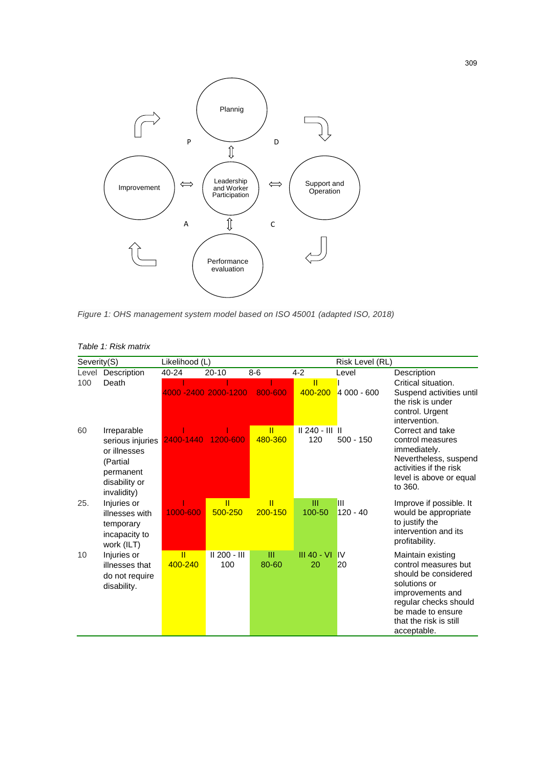*Figure 1: OHS management system model based on ISO 45001 (adapted ISO, 2018)*

*Table 1: Risk matrix*

| Severity(S) | | Likelihood (L) | | | | Risk Level (RL) | |
|---|---|---|---|---|---|---|---|
| Level | Description | 40-24 | 20-10 | 8-6 | 4-2 | Level | Description |
| 100 | Death | I 4000 -2400 | I 2000-1200 | I 800-600 | II 400-200 | I 4 000 - 600 | Critical situation. Suspend activities until the risk is under control. Urgent intervention. |
| 60 | Irreparable serious injuries or illnesses (Partial permanent disability or invalidity) | I 2400-1440 | I 1200-600 | II 480-360 | II 240 - III 120 | II 500 - 150 | Correct and take control measures immediately. Nevertheless, suspend activities if the risk level is above or equal to 360. |
| 25. | Injuries or illnesses with temporary incapacity to work (ILT) | I 1000-600 | II 500-250 | II 200-150 | III 100-50 | III 120 - 40 | Improve if possible. It would be appropriate to justify the intervention and its profitability. |
| 10 | Injuries or illnesses that do not require disability. | II 400-240 | II 200 - III 100 | III 80-60 | III 40 - VI 20 | IV 20 | Maintain existing control measures but should be considered solutions or improvements and regular checks should be made to ensure that the risk is still acceptable. |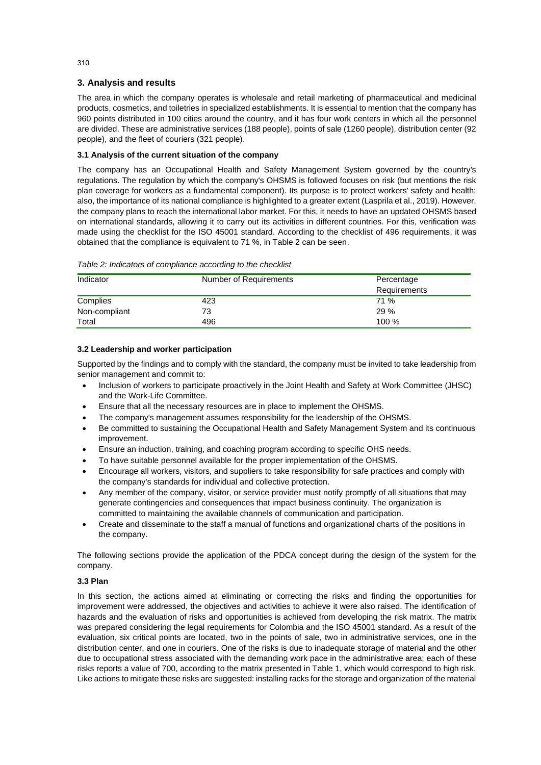## 3. Analysis and results

The area in which the company operates is wholesale and retail marketing of pharmaceutical and medicinal products, cosmetics, and toiletries in specialized establishments. It is essential to mention that the company has 960 points distributed in 100 cities around the country, and it has four work centers in which all the personnel are divided. These are administrative services (188 people), points of sale (1260 people), distribution center (92 people), and the fleet of couriers (321 people).

### 3.1 Analysis of the current situation of the company

The company has an Occupational Health and Safety Management System governed by the country's regulations. The regulation by which the company's OHSMS is followed focuses on risk (but mentions the risk plan coverage for workers as a fundamental component). Its purpose is to protect workers' safety and health; also, the importance of its national compliance is highlighted to a greater extent (Lasprila et al., 2019). However, the company plans to reach the international labor market. For this, it needs to have an updated OHSMS based on international standards, allowing it to carry out its activities in different countries. For this, verification was made using the checklist for the ISO 45001 standard. According to the checklist of 496 requirements, it was obtained that the compliance is equivalent to 71 %, in Table 2 can be seen.

*Table 2: Indicators of compliance according to the checklist*

| Indicator | Number of Requirements | Percentage Requirements |
|---|---|---|
| Complies | 423 | 71 % |
| Non-compliant | 73 | 29 % |
| Total | 496 | 100 % |

### 3.2 Leadership and worker participation

Supported by the findings and to comply with the standard, the company must be invited to take leadership from senior management and commit to:

- Inclusion of workers to participate proactively in the Joint Health and Safety at Work Committee (JHSC) and the Work-Life Committee.
- Ensure that all the necessary resources are in place to implement the OHSMS.
- The company's management assumes responsibility for the leadership of the OHSMS.
- Be committed to sustaining the Occupational Health and Safety Management System and its continuous improvement.
- Ensure an induction, training, and coaching program according to specific OHS needs.
- To have suitable personnel available for the proper implementation of the OHSMS.
- Encourage all workers, visitors, and suppliers to take responsibility for safe practices and comply with the company's standards for individual and collective protection.
- Any member of the company, visitor, or service provider must notify promptly of all situations that may generate contingencies and consequences that impact business continuity. The organization is committed to maintaining the available channels of communication and participation.
- Create and disseminate to the staff a manual of functions and organizational charts of the positions in the company.

The following sections provide the application of the PDCA concept during the design of the system for the company.

### 3.3 Plan

In this section, the actions aimed at eliminating or correcting the risks and finding the opportunities for improvement were addressed, the objectives and activities to achieve it were also raised. The identification of hazards and the evaluation of risks and opportunities is achieved from developing the risk matrix. The matrix was prepared considering the legal requirements for Colombia and the ISO 45001 standard. As a result of the evaluation, six critical points are located, two in the points of sale, two in administrative services, one in the distribution center, and one in couriers. One of the risks is due to inadequate storage of material and the other due to occupational stress associated with the demanding work pace in the administrative area; each of these risks reports a value of 700, according to the matrix presented in Table 1, which would correspond to high risk. Like actions to mitigate these risks are suggested: installing racks for the storage and organization of the material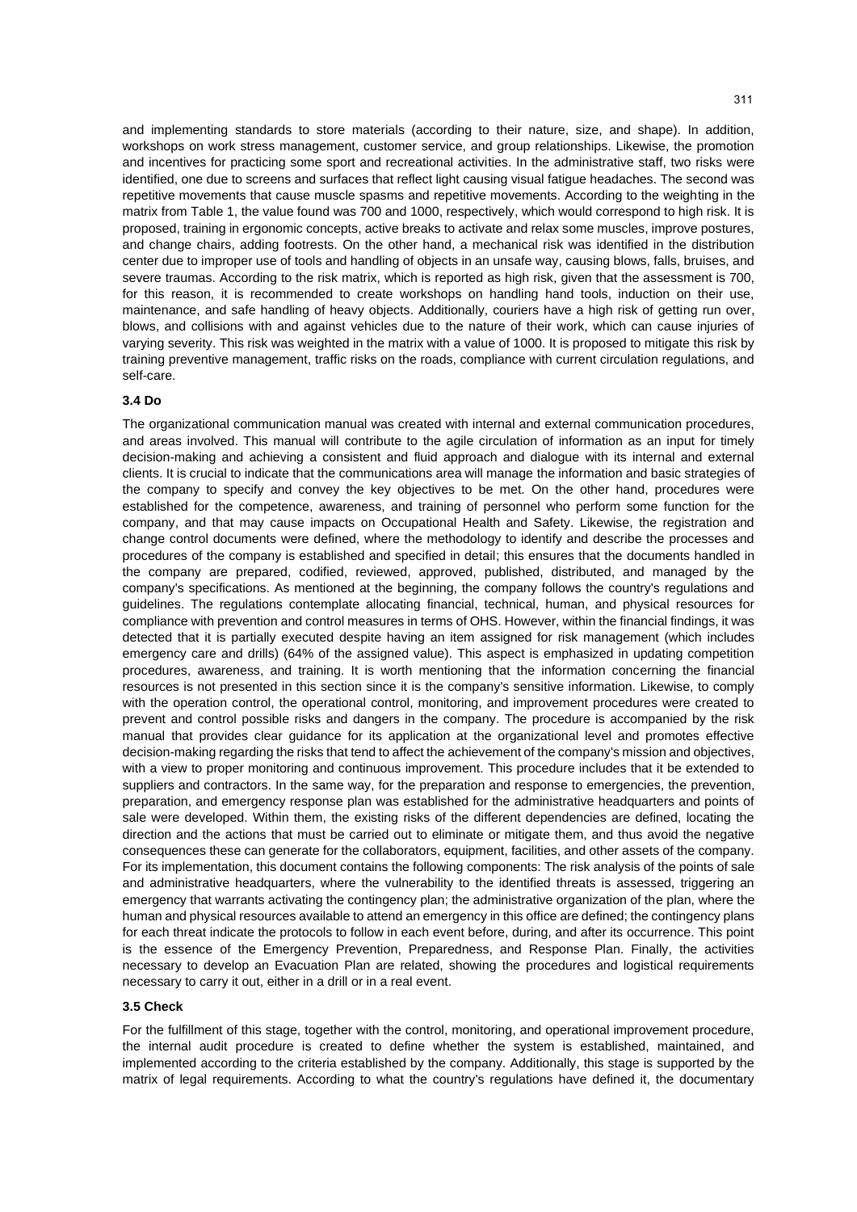and implementing standards to store materials (according to their nature, size, and shape). In addition, workshops on work stress management, customer service, and group relationships. Likewise, the promotion and incentives for practicing some sport and recreational activities. In the administrative staff, two risks were identified, one due to screens and surfaces that reflect light causing visual fatigue headaches. The second was repetitive movements that cause muscle spasms and repetitive movements. According to the weighting in the matrix from Table 1, the value found was 700 and 1000, respectively, which would correspond to high risk. It is proposed, training in ergonomic concepts, active breaks to activate and relax some muscles, improve postures, and change chairs, adding footrests. On the other hand, a mechanical risk was identified in the distribution center due to improper use of tools and handling of objects in an unsafe way, causing blows, falls, bruises, and severe traumas. According to the risk matrix, which is reported as high risk, given that the assessment is 700, for this reason, it is recommended to create workshops on handling hand tools, induction on their use, maintenance, and safe handling of heavy objects. Additionally, couriers have a high risk of getting run over, blows, and collisions with and against vehicles due to the nature of their work, which can cause injuries of varying severity. This risk was weighted in the matrix with a value of 1000. It is proposed to mitigate this risk by training preventive management, traffic risks on the roads, compliance with current circulation regulations, and self-care.

### 3.4 Do

The organizational communication manual was created with internal and external communication procedures, and areas involved. This manual will contribute to the agile circulation of information as an input for timely decision-making and achieving a consistent and fluid approach and dialogue with its internal and external clients. It is crucial to indicate that the communications area will manage the information and basic strategies of the company to specify and convey the key objectives to be met. On the other hand, procedures were established for the competence, awareness, and training of personnel who perform some function for the company, and that may cause impacts on Occupational Health and Safety. Likewise, the registration and change control documents were defined, where the methodology to identify and describe the processes and procedures of the company is established and specified in detail; this ensures that the documents handled in the company are prepared, codified, reviewed, approved, published, distributed, and managed by the company's specifications. As mentioned at the beginning, the company follows the country's regulations and guidelines. The regulations contemplate allocating financial, technical, human, and physical resources for compliance with prevention and control measures in terms of OHS. However, within the financial findings, it was detected that it is partially executed despite having an item assigned for risk management (which includes emergency care and drills) (64% of the assigned value). This aspect is emphasized in updating competition procedures, awareness, and training. It is worth mentioning that the information concerning the financial resources is not presented in this section since it is the company's sensitive information. Likewise, to comply with the operation control, the operational control, monitoring, and improvement procedures were created to prevent and control possible risks and dangers in the company. The procedure is accompanied by the risk manual that provides clear guidance for its application at the organizational level and promotes effective decision-making regarding the risks that tend to affect the achievement of the company's mission and objectives, with a view to proper monitoring and continuous improvement. This procedure includes that it be extended to suppliers and contractors. In the same way, for the preparation and response to emergencies, the prevention, preparation, and emergency response plan was established for the administrative headquarters and points of sale were developed. Within them, the existing risks of the different dependencies are defined, locating the direction and the actions that must be carried out to eliminate or mitigate them, and thus avoid the negative consequences these can generate for the collaborators, equipment, facilities, and other assets of the company. For its implementation, this document contains the following components: The risk analysis of the points of sale and administrative headquarters, where the vulnerability to the identified threats is assessed, triggering an emergency that warrants activating the contingency plan; the administrative organization of the plan, where the human and physical resources available to attend an emergency in this office are defined; the contingency plans for each threat indicate the protocols to follow in each event before, during, and after its occurrence. This point is the essence of the Emergency Prevention, Preparedness, and Response Plan. Finally, the activities necessary to develop an Evacuation Plan are related, showing the procedures and logistical requirements necessary to carry it out, either in a drill or in a real event.

### 3.5 Check

For the fulfillment of this stage, together with the control, monitoring, and operational improvement procedure, the internal audit procedure is created to define whether the system is established, maintained, and implemented according to the criteria established by the company. Additionally, this stage is supported by the matrix of legal requirements. According to what the country's regulations have defined it, the documentary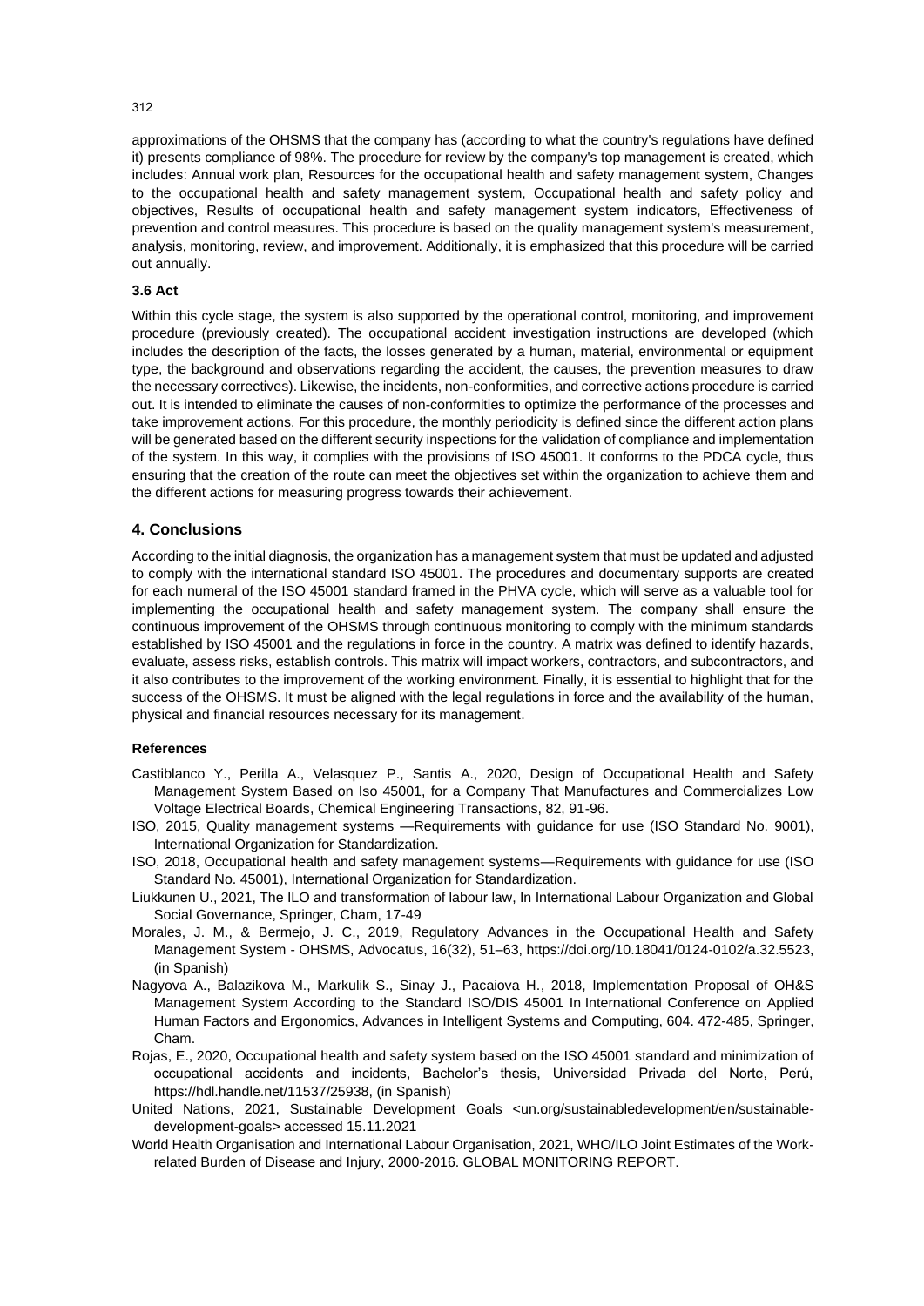approximations of the OHSMS that the company has (according to what the country's regulations have defined it) presents compliance of 98%. The procedure for review by the company's top management is created, which includes: Annual work plan, Resources for the occupational health and safety management system, Changes to the occupational health and safety management system, Occupational health and safety policy and objectives, Results of occupational health and safety management system indicators, Effectiveness of prevention and control measures. This procedure is based on the quality management system's measurement, analysis, monitoring, review, and improvement. Additionally, it is emphasized that this procedure will be carried out annually.

### 3.6 Act

Within this cycle stage, the system is also supported by the operational control, monitoring, and improvement procedure (previously created). The occupational accident investigation instructions are developed (which includes the description of the facts, the losses generated by a human, material, environmental or equipment type, the background and observations regarding the accident, the causes, the prevention measures to draw the necessary correctives). Likewise, the incidents, non-conformities, and corrective actions procedure is carried out. It is intended to eliminate the causes of non-conformities to optimize the performance of the processes and take improvement actions. For this procedure, the monthly periodicity is defined since the different action plans will be generated based on the different security inspections for the validation of compliance and implementation of the system. In this way, it complies with the provisions of ISO 45001. It conforms to the PDCA cycle, thus ensuring that the creation of the route can meet the objectives set within the organization to achieve them and the different actions for measuring progress towards their achievement.

## 4. Conclusions

According to the initial diagnosis, the organization has a management system that must be updated and adjusted to comply with the international standard ISO 45001. The procedures and documentary supports are created for each numeral of the ISO 45001 standard framed in the PHVA cycle, which will serve as a valuable tool for implementing the occupational health and safety management system. The company shall ensure the continuous improvement of the OHSMS through continuous monitoring to comply with the minimum standards established by ISO 45001 and the regulations in force in the country. A matrix was defined to identify hazards, evaluate, assess risks, establish controls. This matrix will impact workers, contractors, and subcontractors, and it also contributes to the improvement of the working environment. Finally, it is essential to highlight that for the success of the OHSMS. It must be aligned with the legal regulations in force and the availability of the human, physical and financial resources necessary for its management.

### References

Castiblanco Y., Perilla A., Velasquez P., Santis A., 2020, Design of Occupational Health and Safety Management System Based on Iso 45001, for a Company That Manufactures and Commercializes Low Voltage Electrical Boards, Chemical Engineering Transactions, 82, 91-96.

ISO, 2015, Quality management systems —Requirements with guidance for use (ISO Standard No. 9001), International Organization for Standardization.

ISO, 2018, Occupational health and safety management systems—Requirements with guidance for use (ISO Standard No. 45001), International Organization for Standardization.

Liukkunen U., 2021, The ILO and transformation of labour law, In International Labour Organization and Global Social Governance, Springer, Cham, 17-49

Morales, J. M., & Bermejo, J. C., 2019, Regulatory Advances in the Occupational Health and Safety Management System - OHSMS, Advocatus, 16(32), 51–63, https://doi.org/10.18041/0124-0102/a.32.5523, (in Spanish)

Nagyova A., Balazikova M., Markulik S., Sinay J., Pacaiova H., 2018, Implementation Proposal of OH&S Management System According to the Standard ISO/DIS 45001 In International Conference on Applied Human Factors and Ergonomics, Advances in Intelligent Systems and Computing, 604. 472-485, Springer, Cham.

Rojas, E., 2020, Occupational health and safety system based on the ISO 45001 standard and minimization of occupational accidents and incidents, Bachelor's thesis, Universidad Privada del Norte, Perú, https://hdl.handle.net/11537/25938, (in Spanish)

United Nations, 2021, Sustainable Development Goals <un.org/sustainabledevelopment/en/sustainable-development-goals> accessed 15.11.2021

World Health Organisation and International Labour Organisation, 2021, WHO/ILO Joint Estimates of the Work-related Burden of Disease and Injury, 2000-2016. GLOBAL MONITORING REPORT.